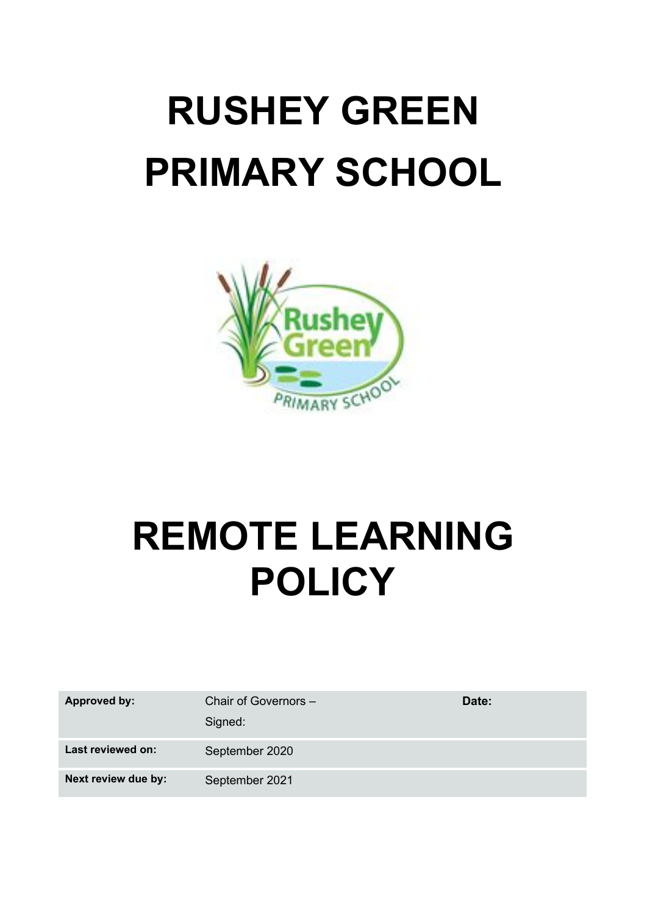# RUSHEY GREEN PRIMARY SCHOOL

# REMOTE LEARNING POLICY

| | | | |
|---|---|---|---|
| **Approved by:** | Chair of Governors – <br>Signed: | **Date:** | |
| **Last reviewed on:** | September 2020 | | |
| **Next review due by:** | September 2021 | | |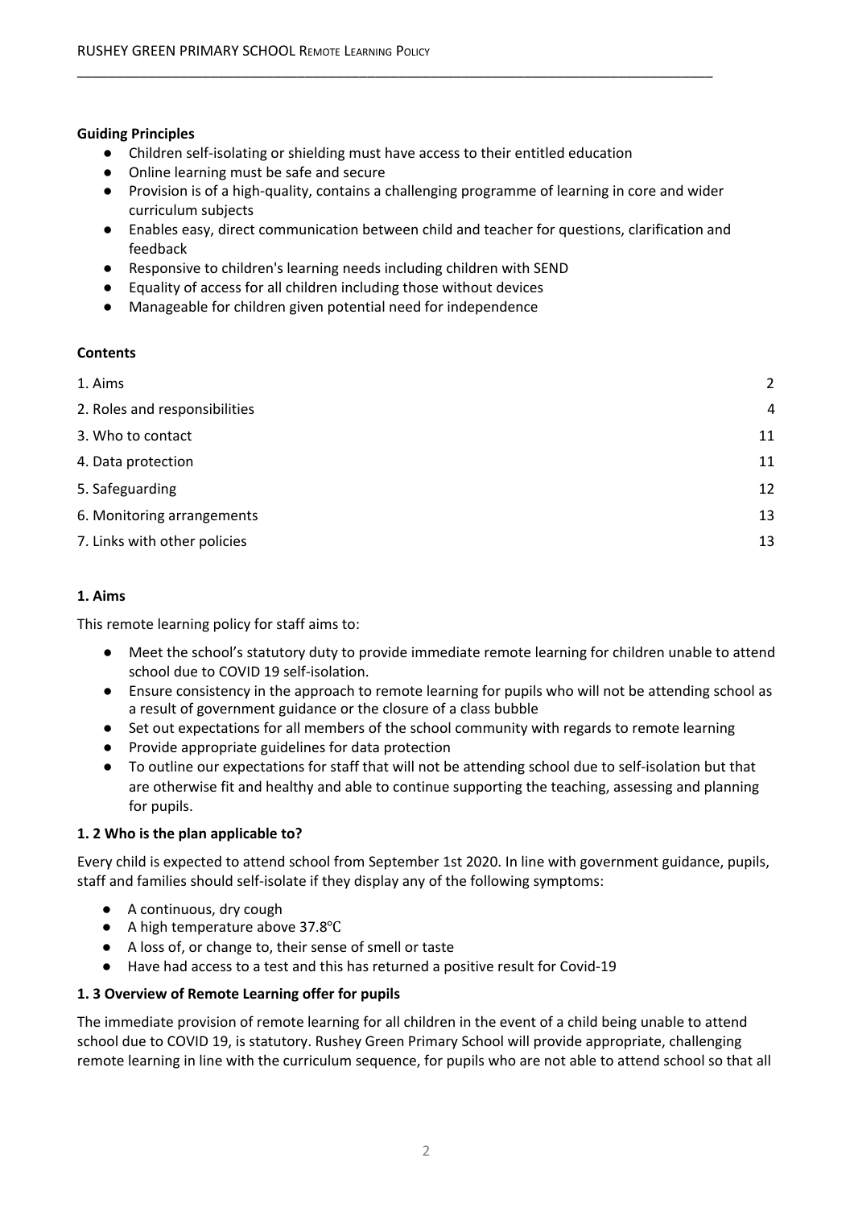**Guiding Principles**

- Children self-isolating or shielding must have access to their entitled education
- Online learning must be safe and secure
- Provision is of a high-quality, contains a challenging programme of learning in core and wider curriculum subjects
- Enables easy, direct communication between child and teacher for questions, clarification and feedback
- Responsive to children's learning needs including children with SEND
- Equality of access for all children including those without devices
- Manageable for children given potential need for independence

**Contents**

| | |
|---|---|
| 1. Aims | 2 |
| 2. Roles and responsibilities | 4 |
| 3. Who to contact | 11 |
| 4. Data protection | 11 |
| 5. Safeguarding | 12 |
| 6. Monitoring arrangements | 13 |
| 7. Links with other policies | 13 |

## 1. Aims

This remote learning policy for staff aims to:

- Meet the school's statutory duty to provide immediate remote learning for children unable to attend school due to COVID 19 self-isolation.
- Ensure consistency in the approach to remote learning for pupils who will not be attending school as a result of government guidance or the closure of a class bubble
- Set out expectations for all members of the school community with regards to remote learning
- Provide appropriate guidelines for data protection
- To outline our expectations for staff that will not be attending school due to self-isolation but that are otherwise fit and healthy and able to continue supporting the teaching, assessing and planning for pupils.

### 1. 2 Who is the plan applicable to?

Every child is expected to attend school from September 1st 2020. In line with government guidance, pupils, staff and families should self-isolate if they display any of the following symptoms:

- A continuous, dry cough
- A high temperature above 37.8℃
- A loss of, or change to, their sense of smell or taste
- Have had access to a test and this has returned a positive result for Covid-19

### 1. 3 Overview of Remote Learning offer for pupils

The immediate provision of remote learning for all children in the event of a child being unable to attend school due to COVID 19, is statutory. Rushey Green Primary School will provide appropriate, challenging remote learning in line with the curriculum sequence, for pupils who are not able to attend school so that all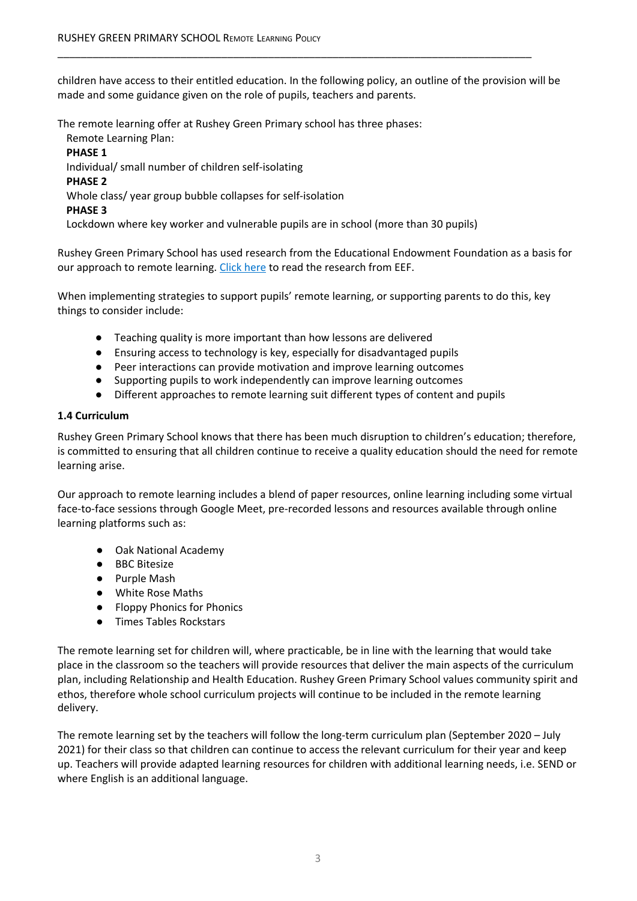children have access to their entitled education. In the following policy, an outline of the provision will be made and some guidance given on the role of pupils, teachers and parents.

The remote learning offer at Rushey Green Primary school has three phases:

Remote Learning Plan:

**PHASE 1**

Individual/ small number of children self-isolating

**PHASE 2**

Whole class/ year group bubble collapses for self-isolation

**PHASE 3**

Lockdown where key worker and vulnerable pupils are in school (more than 30 pupils)

Rushey Green Primary School has used research from the Educational Endowment Foundation as a basis for our approach to remote learning. Click here to read the research from EEF.

When implementing strategies to support pupils' remote learning, or supporting parents to do this, key things to consider include:

- Teaching quality is more important than how lessons are delivered
- Ensuring access to technology is key, especially for disadvantaged pupils
- Peer interactions can provide motivation and improve learning outcomes
- Supporting pupils to work independently can improve learning outcomes
- Different approaches to remote learning suit different types of content and pupils

### 1.4 Curriculum

Rushey Green Primary School knows that there has been much disruption to children's education; therefore, is committed to ensuring that all children continue to receive a quality education should the need for remote learning arise.

Our approach to remote learning includes a blend of paper resources, online learning including some virtual face-to-face sessions through Google Meet, pre-recorded lessons and resources available through online learning platforms such as:

- Oak National Academy
- BBC Bitesize
- Purple Mash
- White Rose Maths
- Floppy Phonics for Phonics
- Times Tables Rockstars

The remote learning set for children will, where practicable, be in line with the learning that would take place in the classroom so the teachers will provide resources that deliver the main aspects of the curriculum plan, including Relationship and Health Education. Rushey Green Primary School values community spirit and ethos, therefore whole school curriculum projects will continue to be included in the remote learning delivery.

The remote learning set by the teachers will follow the long-term curriculum plan (September 2020 – July 2021) for their class so that children can continue to access the relevant curriculum for their year and keep up. Teachers will provide adapted learning resources for children with additional learning needs, i.e. SEND or where English is an additional language.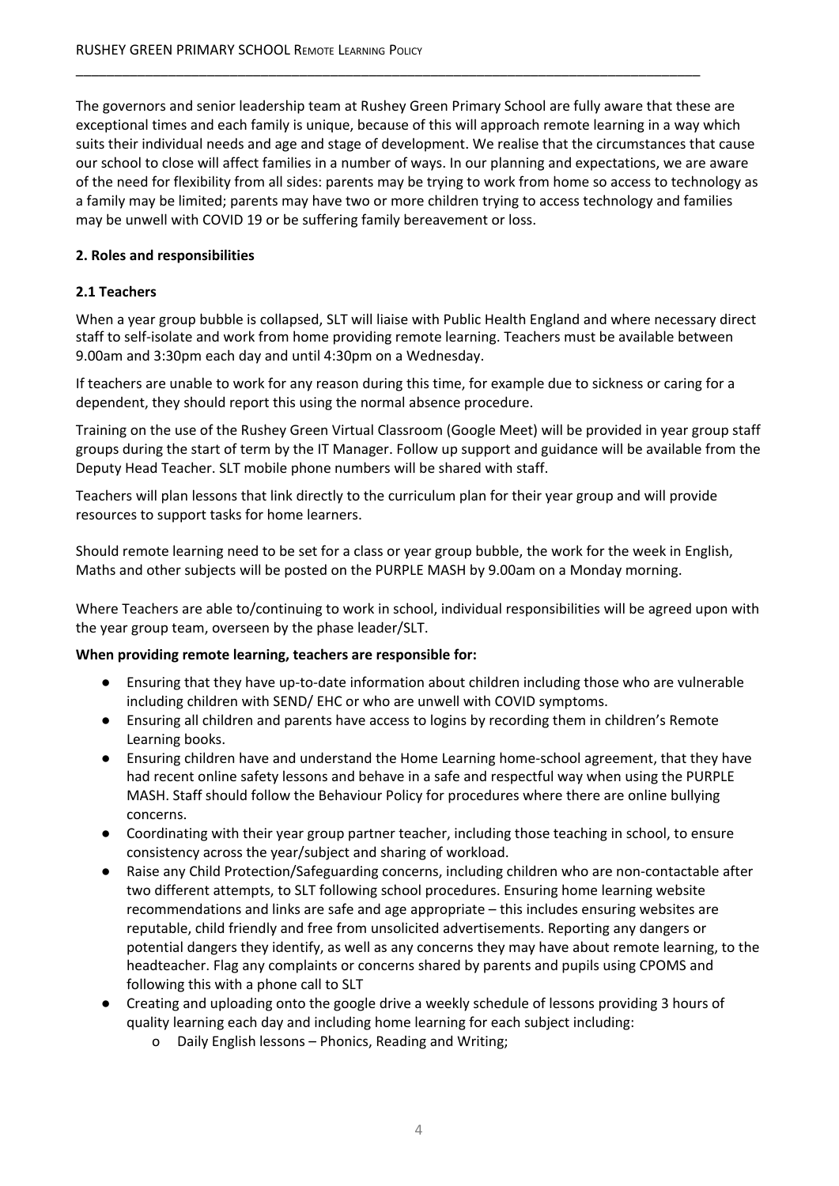The governors and senior leadership team at Rushey Green Primary School are fully aware that these are exceptional times and each family is unique, because of this will approach remote learning in a way which suits their individual needs and age and stage of development. We realise that the circumstances that cause our school to close will affect families in a number of ways. In our planning and expectations, we are aware of the need for flexibility from all sides: parents may be trying to work from home so access to technology as a family may be limited; parents may have two or more children trying to access technology and families may be unwell with COVID 19 or be suffering family bereavement or loss.

**2. Roles and responsibilities**

**2.1 Teachers**

When a year group bubble is collapsed, SLT will liaise with Public Health England and where necessary direct staff to self-isolate and work from home providing remote learning. Teachers must be available between 9.00am and 3:30pm each day and until 4:30pm on a Wednesday.

If teachers are unable to work for any reason during this time, for example due to sickness or caring for a dependent, they should report this using the normal absence procedure.

Training on the use of the Rushey Green Virtual Classroom (Google Meet) will be provided in year group staff groups during the start of term by the IT Manager. Follow up support and guidance will be available from the Deputy Head Teacher. SLT mobile phone numbers will be shared with staff.

Teachers will plan lessons that link directly to the curriculum plan for their year group and will provide resources to support tasks for home learners.

Should remote learning need to be set for a class or year group bubble, the work for the week in English, Maths and other subjects will be posted on the PURPLE MASH by 9.00am on a Monday morning.

Where Teachers are able to/continuing to work in school, individual responsibilities will be agreed upon with the year group team, overseen by the phase leader/SLT.

**When providing remote learning, teachers are responsible for:**

- Ensuring that they have up-to-date information about children including those who are vulnerable including children with SEND/ EHC or who are unwell with COVID symptoms.
- Ensuring all children and parents have access to logins by recording them in children's Remote Learning books.
- Ensuring children have and understand the Home Learning home-school agreement, that they have had recent online safety lessons and behave in a safe and respectful way when using the PURPLE MASH. Staff should follow the Behaviour Policy for procedures where there are online bullying concerns.
- Coordinating with their year group partner teacher, including those teaching in school, to ensure consistency across the year/subject and sharing of workload.
- Raise any Child Protection/Safeguarding concerns, including children who are non-contactable after two different attempts, to SLT following school procedures. Ensuring home learning website recommendations and links are safe and age appropriate – this includes ensuring websites are reputable, child friendly and free from unsolicited advertisements. Reporting any dangers or potential dangers they identify, as well as any concerns they may have about remote learning, to the headteacher. Flag any complaints or concerns shared by parents and pupils using CPOMS and following this with a phone call to SLT
- Creating and uploading onto the google drive a weekly schedule of lessons providing 3 hours of quality learning each day and including home learning for each subject including:
    - Daily English lessons – Phonics, Reading and Writing;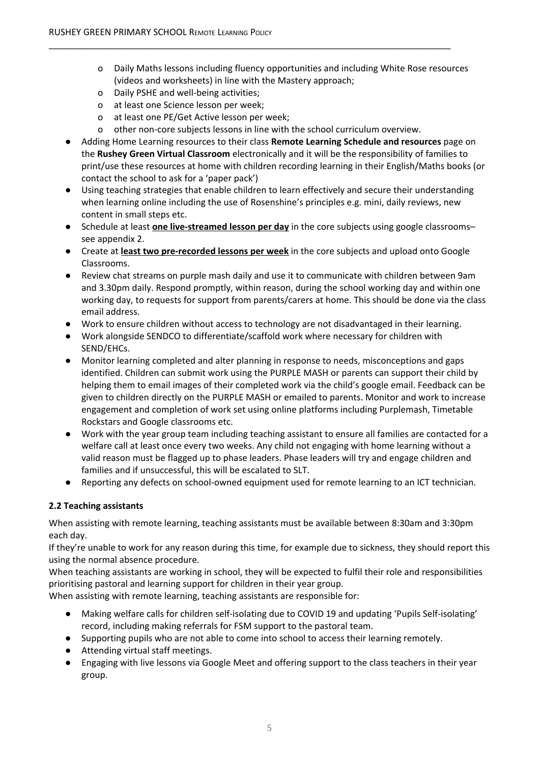- Daily Maths lessons including fluency opportunities and including White Rose resources (videos and worksheets) in line with the Mastery approach;
    - Daily PSHE and well-being activities;
    - at least one Science lesson per week;
    - at least one PE/Get Active lesson per week;
    - other non-core subjects lessons in line with the school curriculum overview.
- Adding Home Learning resources to their class **Remote Learning Schedule and resources** page on the **Rushey Green Virtual Classroom** electronically and it will be the responsibility of families to print/use these resources at home with children recording learning in their English/Maths books (or contact the school to ask for a 'paper pack')
- Using teaching strategies that enable children to learn effectively and secure their understanding when learning online including the use of Rosenshine's principles e.g. mini, daily reviews, new content in small steps etc.
- Schedule at least **<u>one live-streamed lesson per day</u>** in the core subjects using google classrooms– see appendix 2.
- Create at **<u>least two pre-recorded lessons per week</u>** in the core subjects and upload onto Google Classrooms.
- Review chat streams on purple mash daily and use it to communicate with children between 9am and 3.30pm daily. Respond promptly, within reason, during the school working day and within one working day, to requests for support from parents/carers at home. This should be done via the class email address.
- Work to ensure children without access to technology are not disadvantaged in their learning.
- Work alongside SENDCO to differentiate/scaffold work where necessary for children with SEND/EHCs.
- Monitor learning completed and alter planning in response to needs, misconceptions and gaps identified. Children can submit work using the PURPLE MASH or parents can support their child by helping them to email images of their completed work via the child's google email. Feedback can be given to children directly on the PURPLE MASH or emailed to parents. Monitor and work to increase engagement and completion of work set using online platforms including Purplemash, Timetable Rockstars and Google classrooms etc.
- Work with the year group team including teaching assistant to ensure all families are contacted for a welfare call at least once every two weeks. Any child not engaging with home learning without a valid reason must be flagged up to phase leaders. Phase leaders will try and engage children and families and if unsuccessful, this will be escalated to SLT.
- Reporting any defects on school-owned equipment used for remote learning to an ICT technician.

### 2.2 Teaching assistants

When assisting with remote learning, teaching assistants must be available between 8:30am and 3:30pm each day.

If they're unable to work for any reason during this time, for example due to sickness, they should report this using the normal absence procedure.

When teaching assistants are working in school, they will be expected to fulfil their role and responsibilities prioritising pastoral and learning support for children in their year group.

When assisting with remote learning, teaching assistants are responsible for:

- Making welfare calls for children self-isolating due to COVID 19 and updating 'Pupils Self-isolating' record, including making referrals for FSM support to the pastoral team.
- Supporting pupils who are not able to come into school to access their learning remotely.
- Attending virtual staff meetings.
- Engaging with live lessons via Google Meet and offering support to the class teachers in their year group.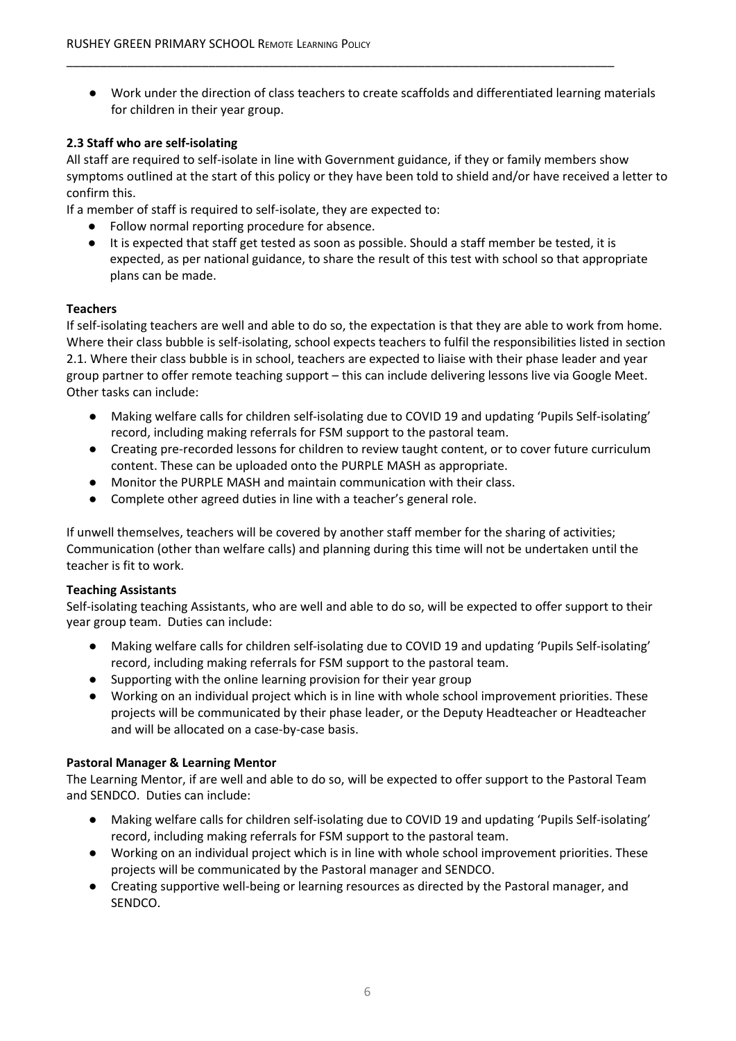- Work under the direction of class teachers to create scaffolds and differentiated learning materials for children in their year group.

### 2.3 Staff who are self-isolating

All staff are required to self-isolate in line with Government guidance, if they or family members show symptoms outlined at the start of this policy or they have been told to shield and/or have received a letter to confirm this.

If a member of staff is required to self-isolate, they are expected to:

- Follow normal reporting procedure for absence.
- It is expected that staff get tested as soon as possible. Should a staff member be tested, it is expected, as per national guidance, to share the result of this test with school so that appropriate plans can be made.

**Teachers**

If self-isolating teachers are well and able to do so, the expectation is that they are able to work from home. Where their class bubble is self-isolating, school expects teachers to fulfil the responsibilities listed in section 2.1. Where their class bubble is in school, teachers are expected to liaise with their phase leader and year group partner to offer remote teaching support – this can include delivering lessons live via Google Meet. Other tasks can include:

- Making welfare calls for children self-isolating due to COVID 19 and updating 'Pupils Self-isolating' record, including making referrals for FSM support to the pastoral team.
- Creating pre-recorded lessons for children to review taught content, or to cover future curriculum content. These can be uploaded onto the PURPLE MASH as appropriate.
- Monitor the PURPLE MASH and maintain communication with their class.
- Complete other agreed duties in line with a teacher's general role.

If unwell themselves, teachers will be covered by another staff member for the sharing of activities; Communication (other than welfare calls) and planning during this time will not be undertaken until the teacher is fit to work.

**Teaching Assistants**

Self-isolating teaching Assistants, who are well and able to do so, will be expected to offer support to their year group team. Duties can include:

- Making welfare calls for children self-isolating due to COVID 19 and updating 'Pupils Self-isolating' record, including making referrals for FSM support to the pastoral team.
- Supporting with the online learning provision for their year group
- Working on an individual project which is in line with whole school improvement priorities. These projects will be communicated by their phase leader, or the Deputy Headteacher or Headteacher and will be allocated on a case-by-case basis.

**Pastoral Manager & Learning Mentor**

The Learning Mentor, if are well and able to do so, will be expected to offer support to the Pastoral Team and SENDCO. Duties can include:

- Making welfare calls for children self-isolating due to COVID 19 and updating 'Pupils Self-isolating' record, including making referrals for FSM support to the pastoral team.
- Working on an individual project which is in line with whole school improvement priorities. These projects will be communicated by the Pastoral manager and SENDCO.
- Creating supportive well-being or learning resources as directed by the Pastoral manager, and SENDCO.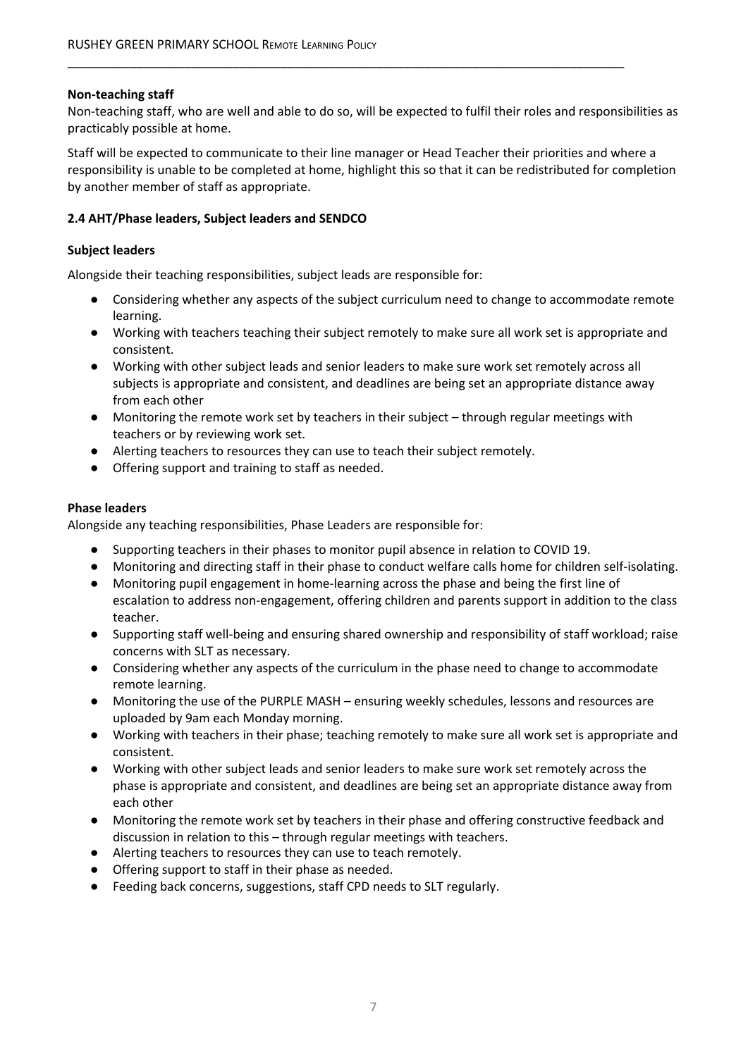**Non-teaching staff**

Non-teaching staff, who are well and able to do so, will be expected to fulfil their roles and responsibilities as practicably possible at home.

Staff will be expected to communicate to their line manager or Head Teacher their priorities and where a responsibility is unable to be completed at home, highlight this so that it can be redistributed for completion by another member of staff as appropriate.

### 2.4 AHT/Phase leaders, Subject leaders and SENDCO

**Subject leaders**

Alongside their teaching responsibilities, subject leads are responsible for:

- Considering whether any aspects of the subject curriculum need to change to accommodate remote learning.
- Working with teachers teaching their subject remotely to make sure all work set is appropriate and consistent.
- Working with other subject leads and senior leaders to make sure work set remotely across all subjects is appropriate and consistent, and deadlines are being set an appropriate distance away from each other
- Monitoring the remote work set by teachers in their subject – through regular meetings with teachers or by reviewing work set.
- Alerting teachers to resources they can use to teach their subject remotely.
- Offering support and training to staff as needed.

**Phase leaders**

Alongside any teaching responsibilities, Phase Leaders are responsible for:

- Supporting teachers in their phases to monitor pupil absence in relation to COVID 19.
- Monitoring and directing staff in their phase to conduct welfare calls home for children self-isolating.
- Monitoring pupil engagement in home-learning across the phase and being the first line of escalation to address non-engagement, offering children and parents support in addition to the class teacher.
- Supporting staff well-being and ensuring shared ownership and responsibility of staff workload; raise concerns with SLT as necessary.
- Considering whether any aspects of the curriculum in the phase need to change to accommodate remote learning.
- Monitoring the use of the PURPLE MASH – ensuring weekly schedules, lessons and resources are uploaded by 9am each Monday morning.
- Working with teachers in their phase; teaching remotely to make sure all work set is appropriate and consistent.
- Working with other subject leads and senior leaders to make sure work set remotely across the phase is appropriate and consistent, and deadlines are being set an appropriate distance away from each other
- Monitoring the remote work set by teachers in their phase and offering constructive feedback and discussion in relation to this – through regular meetings with teachers.
- Alerting teachers to resources they can use to teach remotely.
- Offering support to staff in their phase as needed.
- Feeding back concerns, suggestions, staff CPD needs to SLT regularly.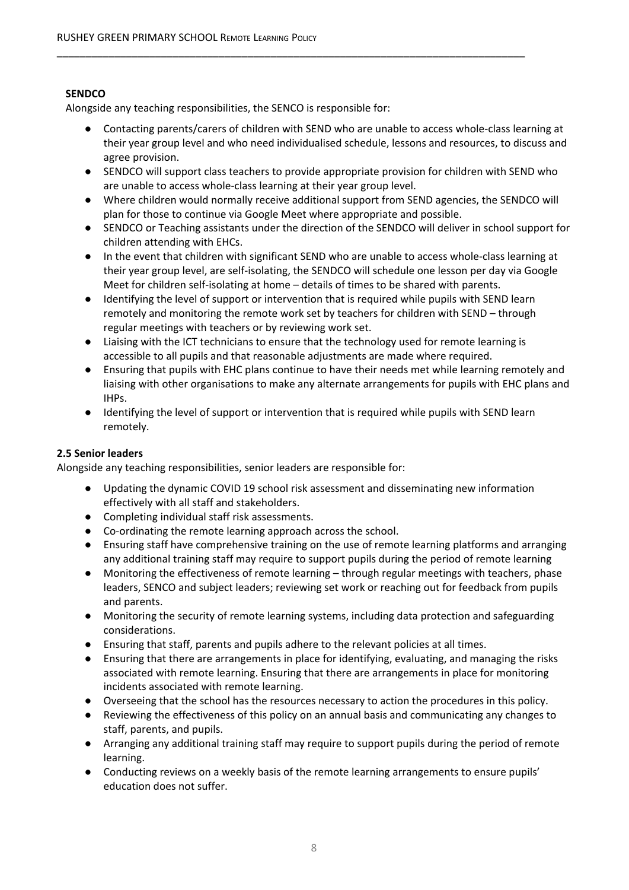**SENDCO**

Alongside any teaching responsibilities, the SENCO is responsible for:

- Contacting parents/carers of children with SEND who are unable to access whole-class learning at their year group level and who need individualised schedule, lessons and resources, to discuss and agree provision.
- SENDCO will support class teachers to provide appropriate provision for children with SEND who are unable to access whole-class learning at their year group level.
- Where children would normally receive additional support from SEND agencies, the SENDCO will plan for those to continue via Google Meet where appropriate and possible.
- SENDCO or Teaching assistants under the direction of the SENDCO will deliver in school support for children attending with EHCs.
- In the event that children with significant SEND who are unable to access whole-class learning at their year group level, are self-isolating, the SENDCO will schedule one lesson per day via Google Meet for children self-isolating at home – details of times to be shared with parents.
- Identifying the level of support or intervention that is required while pupils with SEND learn remotely and monitoring the remote work set by teachers for children with SEND – through regular meetings with teachers or by reviewing work set.
- Liaising with the ICT technicians to ensure that the technology used for remote learning is accessible to all pupils and that reasonable adjustments are made where required.
- Ensuring that pupils with EHC plans continue to have their needs met while learning remotely and liaising with other organisations to make any alternate arrangements for pupils with EHC plans and IHPs.
- Identifying the level of support or intervention that is required while pupils with SEND learn remotely.

**2.5 Senior leaders**

Alongside any teaching responsibilities, senior leaders are responsible for:

- Updating the dynamic COVID 19 school risk assessment and disseminating new information effectively with all staff and stakeholders.
- Completing individual staff risk assessments.
- Co-ordinating the remote learning approach across the school.
- Ensuring staff have comprehensive training on the use of remote learning platforms and arranging any additional training staff may require to support pupils during the period of remote learning
- Monitoring the effectiveness of remote learning – through regular meetings with teachers, phase leaders, SENCO and subject leaders; reviewing set work or reaching out for feedback from pupils and parents.
- Monitoring the security of remote learning systems, including data protection and safeguarding considerations.
- Ensuring that staff, parents and pupils adhere to the relevant policies at all times.
- Ensuring that there are arrangements in place for identifying, evaluating, and managing the risks associated with remote learning. Ensuring that there are arrangements in place for monitoring incidents associated with remote learning.
- Overseeing that the school has the resources necessary to action the procedures in this policy.
- Reviewing the effectiveness of this policy on an annual basis and communicating any changes to staff, parents, and pupils.
- Arranging any additional training staff may require to support pupils during the period of remote learning.
- Conducting reviews on a weekly basis of the remote learning arrangements to ensure pupils' education does not suffer.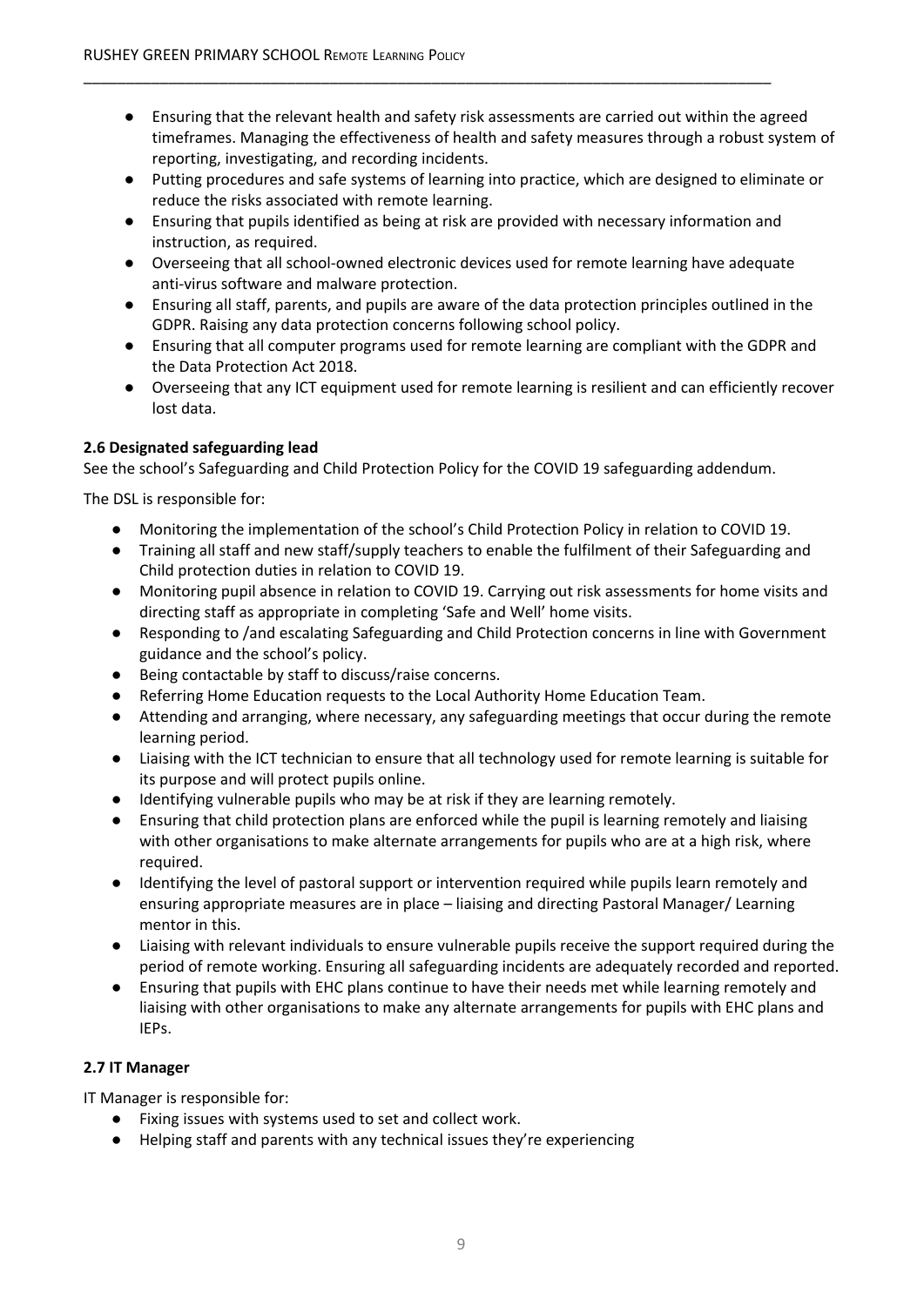- Ensuring that the relevant health and safety risk assessments are carried out within the agreed timeframes. Managing the effectiveness of health and safety measures through a robust system of reporting, investigating, and recording incidents.
- Putting procedures and safe systems of learning into practice, which are designed to eliminate or reduce the risks associated with remote learning.
- Ensuring that pupils identified as being at risk are provided with necessary information and instruction, as required.
- Overseeing that all school-owned electronic devices used for remote learning have adequate anti-virus software and malware protection.
- Ensuring all staff, parents, and pupils are aware of the data protection principles outlined in the GDPR. Raising any data protection concerns following school policy.
- Ensuring that all computer programs used for remote learning are compliant with the GDPR and the Data Protection Act 2018.
- Overseeing that any ICT equipment used for remote learning is resilient and can efficiently recover lost data.

#### 2.6 Designated safeguarding lead

See the school's Safeguarding and Child Protection Policy for the COVID 19 safeguarding addendum.

The DSL is responsible for:

- Monitoring the implementation of the school's Child Protection Policy in relation to COVID 19.
- Training all staff and new staff/supply teachers to enable the fulfilment of their Safeguarding and Child protection duties in relation to COVID 19.
- Monitoring pupil absence in relation to COVID 19. Carrying out risk assessments for home visits and directing staff as appropriate in completing 'Safe and Well' home visits.
- Responding to /and escalating Safeguarding and Child Protection concerns in line with Government guidance and the school's policy.
- Being contactable by staff to discuss/raise concerns.
- Referring Home Education requests to the Local Authority Home Education Team.
- Attending and arranging, where necessary, any safeguarding meetings that occur during the remote learning period.
- Liaising with the ICT technician to ensure that all technology used for remote learning is suitable for its purpose and will protect pupils online.
- Identifying vulnerable pupils who may be at risk if they are learning remotely.
- Ensuring that child protection plans are enforced while the pupil is learning remotely and liaising with other organisations to make alternate arrangements for pupils who are at a high risk, where required.
- Identifying the level of pastoral support or intervention required while pupils learn remotely and ensuring appropriate measures are in place – liaising and directing Pastoral Manager/ Learning mentor in this.
- Liaising with relevant individuals to ensure vulnerable pupils receive the support required during the period of remote working. Ensuring all safeguarding incidents are adequately recorded and reported.
- Ensuring that pupils with EHC plans continue to have their needs met while learning remotely and liaising with other organisations to make any alternate arrangements for pupils with EHC plans and IEPs.

#### 2.7 IT Manager

IT Manager is responsible for:

- Fixing issues with systems used to set and collect work.
- Helping staff and parents with any technical issues they're experiencing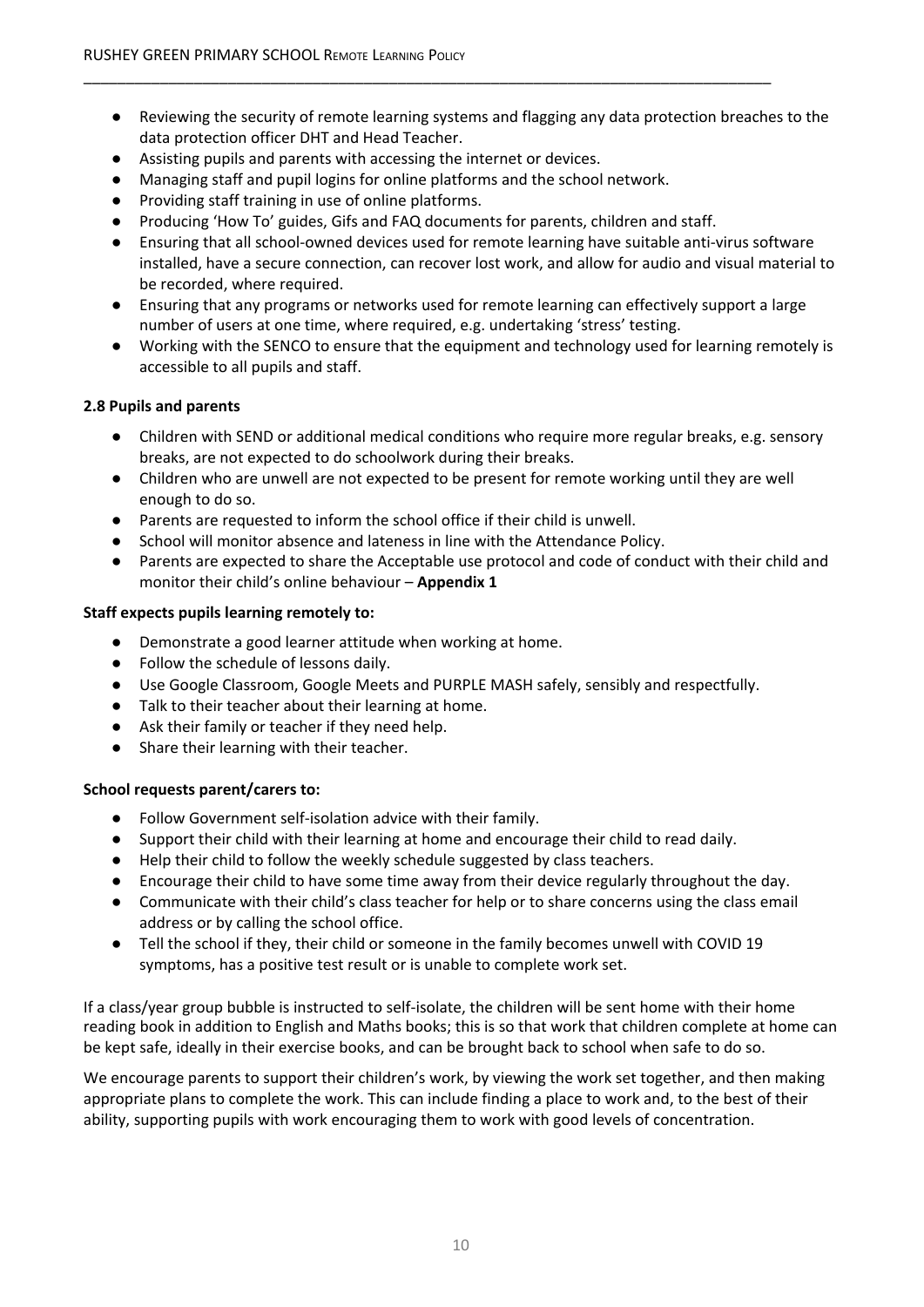- Reviewing the security of remote learning systems and flagging any data protection breaches to the data protection officer DHT and Head Teacher.
- Assisting pupils and parents with accessing the internet or devices.
- Managing staff and pupil logins for online platforms and the school network.
- Providing staff training in use of online platforms.
- Producing 'How To' guides, Gifs and FAQ documents for parents, children and staff.
- Ensuring that all school-owned devices used for remote learning have suitable anti-virus software installed, have a secure connection, can recover lost work, and allow for audio and visual material to be recorded, where required.
- Ensuring that any programs or networks used for remote learning can effectively support a large number of users at one time, where required, e.g. undertaking 'stress' testing.
- Working with the SENCO to ensure that the equipment and technology used for learning remotely is accessible to all pupils and staff.

**2.8 Pupils and parents**

- Children with SEND or additional medical conditions who require more regular breaks, e.g. sensory breaks, are not expected to do schoolwork during their breaks.
- Children who are unwell are not expected to be present for remote working until they are well enough to do so.
- Parents are requested to inform the school office if their child is unwell.
- School will monitor absence and lateness in line with the Attendance Policy.
- Parents are expected to share the Acceptable use protocol and code of conduct with their child and monitor their child's online behaviour – **Appendix 1**

**Staff expects pupils learning remotely to:**

- Demonstrate a good learner attitude when working at home.
- Follow the schedule of lessons daily.
- Use Google Classroom, Google Meets and PURPLE MASH safely, sensibly and respectfully.
- Talk to their teacher about their learning at home.
- Ask their family or teacher if they need help.
- Share their learning with their teacher.

**School requests parent/carers to:**

- Follow Government self-isolation advice with their family.
- Support their child with their learning at home and encourage their child to read daily.
- Help their child to follow the weekly schedule suggested by class teachers.
- Encourage their child to have some time away from their device regularly throughout the day.
- Communicate with their child's class teacher for help or to share concerns using the class email address or by calling the school office.
- Tell the school if they, their child or someone in the family becomes unwell with COVID 19 symptoms, has a positive test result or is unable to complete work set.

If a class/year group bubble is instructed to self-isolate, the children will be sent home with their home reading book in addition to English and Maths books; this is so that work that children complete at home can be kept safe, ideally in their exercise books, and can be brought back to school when safe to do so.

We encourage parents to support their children's work, by viewing the work set together, and then making appropriate plans to complete the work. This can include finding a place to work and, to the best of their ability, supporting pupils with work encouraging them to work with good levels of concentration.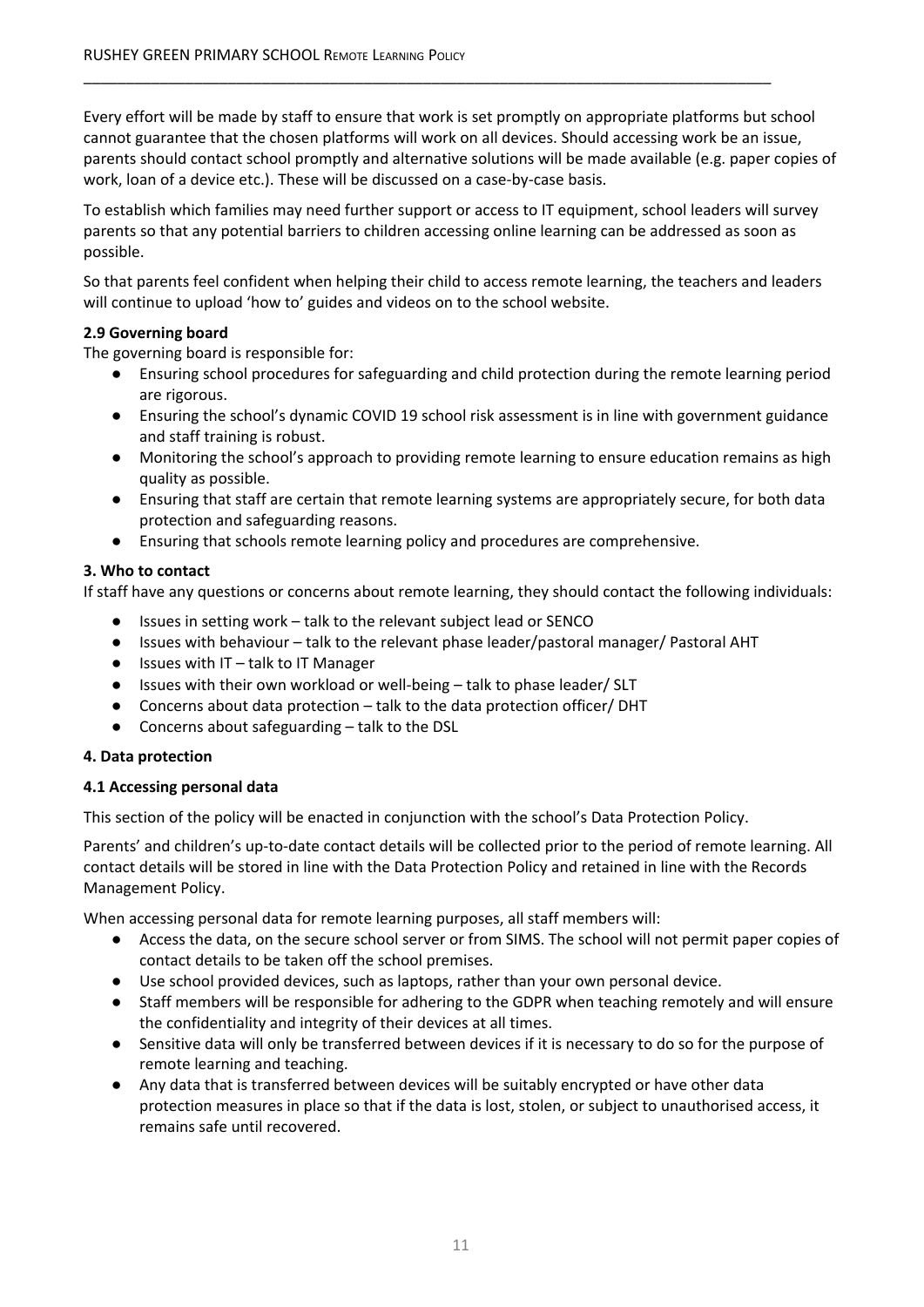Every effort will be made by staff to ensure that work is set promptly on appropriate platforms but school cannot guarantee that the chosen platforms will work on all devices. Should accessing work be an issue, parents should contact school promptly and alternative solutions will be made available (e.g. paper copies of work, loan of a device etc.). These will be discussed on a case-by-case basis.

To establish which families may need further support or access to IT equipment, school leaders will survey parents so that any potential barriers to children accessing online learning can be addressed as soon as possible.

So that parents feel confident when helping their child to access remote learning, the teachers and leaders will continue to upload 'how to' guides and videos on to the school website.

**2.9 Governing board**

The governing board is responsible for:

- Ensuring school procedures for safeguarding and child protection during the remote learning period are rigorous.
- Ensuring the school's dynamic COVID 19 school risk assessment is in line with government guidance and staff training is robust.
- Monitoring the school's approach to providing remote learning to ensure education remains as high quality as possible.
- Ensuring that staff are certain that remote learning systems are appropriately secure, for both data protection and safeguarding reasons.
- Ensuring that schools remote learning policy and procedures are comprehensive.

**3. Who to contact**

If staff have any questions or concerns about remote learning, they should contact the following individuals:

- Issues in setting work – talk to the relevant subject lead or SENCO
- Issues with behaviour – talk to the relevant phase leader/pastoral manager/ Pastoral AHT
- Issues with IT – talk to IT Manager
- Issues with their own workload or well-being – talk to phase leader/ SLT
- Concerns about data protection – talk to the data protection officer/ DHT
- Concerns about safeguarding – talk to the DSL

**4. Data protection**

**4.1 Accessing personal data**

This section of the policy will be enacted in conjunction with the school's Data Protection Policy.

Parents' and children's up-to-date contact details will be collected prior to the period of remote learning. All contact details will be stored in line with the Data Protection Policy and retained in line with the Records Management Policy.

When accessing personal data for remote learning purposes, all staff members will:

- Access the data, on the secure school server or from SIMS. The school will not permit paper copies of contact details to be taken off the school premises.
- Use school provided devices, such as laptops, rather than your own personal device.
- Staff members will be responsible for adhering to the GDPR when teaching remotely and will ensure the confidentiality and integrity of their devices at all times.
- Sensitive data will only be transferred between devices if it is necessary to do so for the purpose of remote learning and teaching.
- Any data that is transferred between devices will be suitably encrypted or have other data protection measures in place so that if the data is lost, stolen, or subject to unauthorised access, it remains safe until recovered.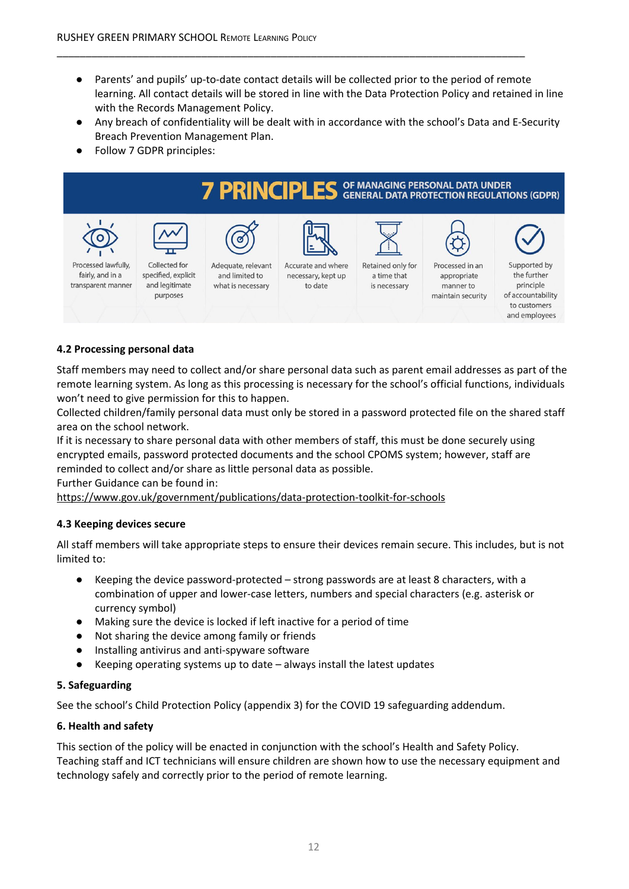- Parents' and pupils' up-to-date contact details will be collected prior to the period of remote learning. All contact details will be stored in line with the Data Protection Policy and retained in line with the Records Management Policy.
- Any breach of confidentiality will be dealt with in accordance with the school's Data and E-Security Breach Prevention Management Plan.
- Follow 7 GDPR principles:

**7 PRINCIPLES OF MANAGING PERSONAL DATA UNDER GENERAL DATA PROTECTION REGULATIONS (GDPR)**

| Processed lawfully, fairly, and in a transparent manner | Collected for specified, explicit and legitimate purposes | Adequate, relevant and limited to what is necessary | Accurate and where necessary, kept up to date | Retained only for a time that is necessary | Processed in an appropriate manner to maintain security | Supported by the further principle of accountability to customers and employees |
|---|---|---|---|---|---|---|

### 4.2 Processing personal data

Staff members may need to collect and/or share personal data such as parent email addresses as part of the remote learning system. As long as this processing is necessary for the school's official functions, individuals won't need to give permission for this to happen.
Collected children/family personal data must only be stored in a password protected file on the shared staff area on the school network.
If it is necessary to share personal data with other members of staff, this must be done securely using encrypted emails, password protected documents and the school CPOMS system; however, staff are reminded to collect and/or share as little personal data as possible.
Further Guidance can be found in:
https://www.gov.uk/government/publications/data-protection-toolkit-for-schools

### 4.3 Keeping devices secure

All staff members will take appropriate steps to ensure their devices remain secure. This includes, but is not limited to:

- Keeping the device password-protected – strong passwords are at least 8 characters, with a combination of upper and lower-case letters, numbers and special characters (e.g. asterisk or currency symbol)
- Making sure the device is locked if left inactive for a period of time
- Not sharing the device among family or friends
- Installing antivirus and anti-spyware software
- Keeping operating systems up to date – always install the latest updates

## 5. Safeguarding

See the school's Child Protection Policy (appendix 3) for the COVID 19 safeguarding addendum.

## 6. Health and safety

This section of the policy will be enacted in conjunction with the school's Health and Safety Policy.
Teaching staff and ICT technicians will ensure children are shown how to use the necessary equipment and technology safely and correctly prior to the period of remote learning.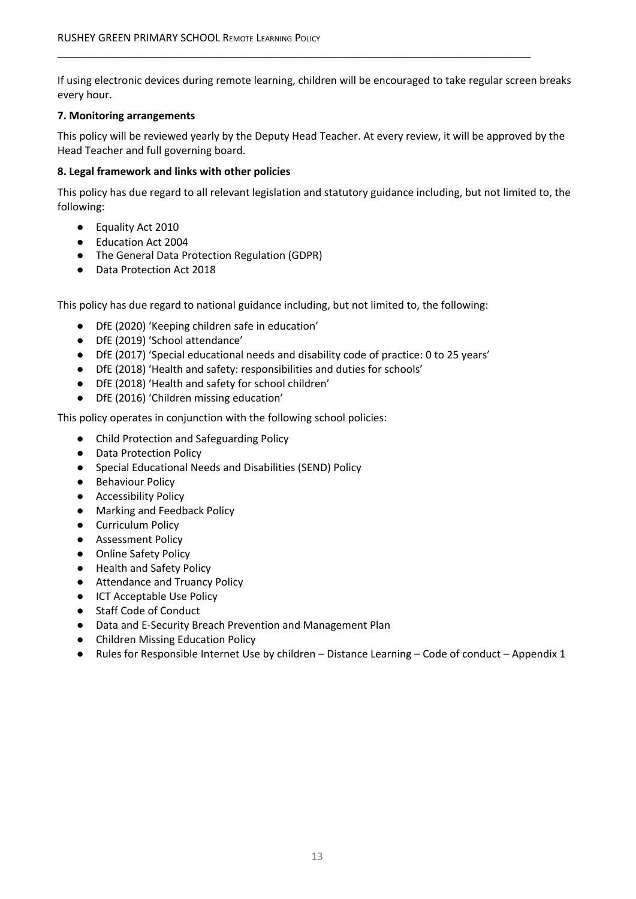If using electronic devices during remote learning, children will be encouraged to take regular screen breaks every hour.

**7. Monitoring arrangements**

This policy will be reviewed yearly by the Deputy Head Teacher. At every review, it will be approved by the Head Teacher and full governing board.

**8. Legal framework and links with other policies**

This policy has due regard to all relevant legislation and statutory guidance including, but not limited to, the following:

- Equality Act 2010
- Education Act 2004
- The General Data Protection Regulation (GDPR)
- Data Protection Act 2018

This policy has due regard to national guidance including, but not limited to, the following:

- DfE (2020) 'Keeping children safe in education'
- DfE (2019) 'School attendance'
- DfE (2017) 'Special educational needs and disability code of practice: 0 to 25 years'
- DfE (2018) 'Health and safety: responsibilities and duties for schools'
- DfE (2018) 'Health and safety for school children'
- DfE (2016) 'Children missing education'

This policy operates in conjunction with the following school policies:

- Child Protection and Safeguarding Policy
- Data Protection Policy
- Special Educational Needs and Disabilities (SEND) Policy
- Behaviour Policy
- Accessibility Policy
- Marking and Feedback Policy
- Curriculum Policy
- Assessment Policy
- Online Safety Policy
- Health and Safety Policy
- Attendance and Truancy Policy
- ICT Acceptable Use Policy
- Staff Code of Conduct
- Data and E-Security Breach Prevention and Management Plan
- Children Missing Education Policy
- Rules for Responsible Internet Use by children – Distance Learning – Code of conduct – Appendix 1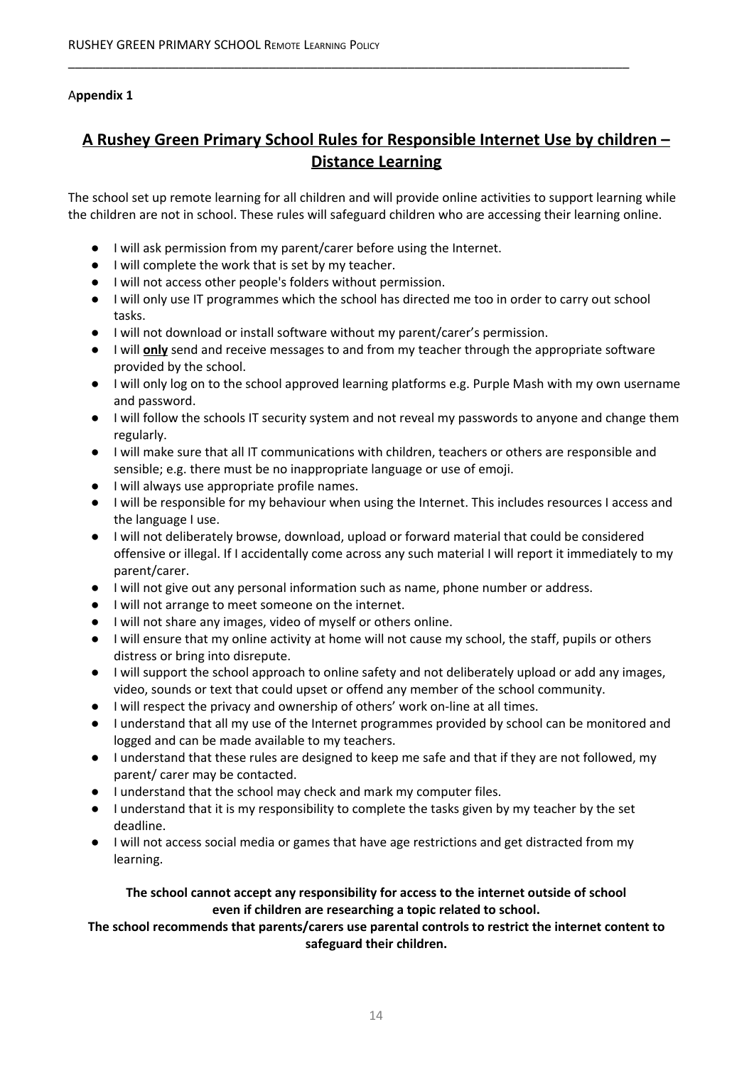**Appendix 1**

## A Rushey Green Primary School Rules for Responsible Internet Use by children – Distance Learning

The school set up remote learning for all children and will provide online activities to support learning while the children are not in school. These rules will safeguard children who are accessing their learning online.

- I will ask permission from my parent/carer before using the Internet.
- I will complete the work that is set by my teacher.
- I will not access other people's folders without permission.
- I will only use IT programmes which the school has directed me too in order to carry out school tasks.
- I will not download or install software without my parent/carer's permission.
- I will **only** send and receive messages to and from my teacher through the appropriate software provided by the school.
- I will only log on to the school approved learning platforms e.g. Purple Mash with my own username and password.
- I will follow the schools IT security system and not reveal my passwords to anyone and change them regularly.
- I will make sure that all IT communications with children, teachers or others are responsible and sensible; e.g. there must be no inappropriate language or use of emoji.
- I will always use appropriate profile names.
- I will be responsible for my behaviour when using the Internet. This includes resources I access and the language I use.
- I will not deliberately browse, download, upload or forward material that could be considered offensive or illegal. If I accidentally come across any such material I will report it immediately to my parent/carer.
- I will not give out any personal information such as name, phone number or address.
- I will not arrange to meet someone on the internet.
- I will not share any images, video of myself or others online.
- I will ensure that my online activity at home will not cause my school, the staff, pupils or others distress or bring into disrepute.
- I will support the school approach to online safety and not deliberately upload or add any images, video, sounds or text that could upset or offend any member of the school community.
- I will respect the privacy and ownership of others' work on-line at all times.
- I understand that all my use of the Internet programmes provided by school can be monitored and logged and can be made available to my teachers.
- I understand that these rules are designed to keep me safe and that if they are not followed, my parent/ carer may be contacted.
- I understand that the school may check and mark my computer files.
- I understand that it is my responsibility to complete the tasks given by my teacher by the set deadline.
- I will not access social media or games that have age restrictions and get distracted from my learning.

**The school cannot accept any responsibility for access to the internet outside of school even if children are researching a topic related to school.**

**The school recommends that parents/carers use parental controls to restrict the internet content to safeguard their children.**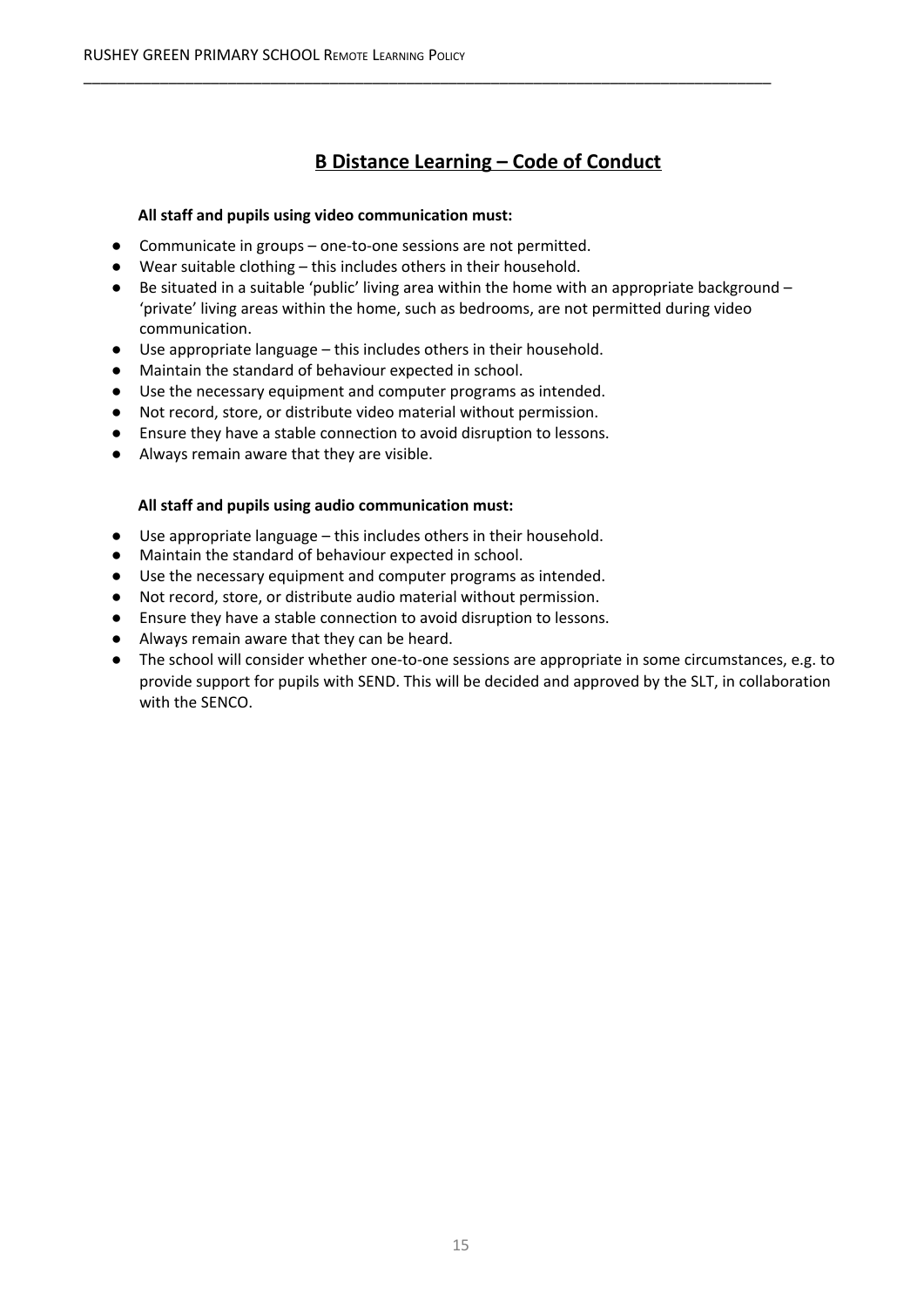## B Distance Learning – Code of Conduct

**All staff and pupils using video communication must:**

- Communicate in groups – one-to-one sessions are not permitted.
- Wear suitable clothing – this includes others in their household.
- Be situated in a suitable 'public' living area within the home with an appropriate background – 'private' living areas within the home, such as bedrooms, are not permitted during video communication.
- Use appropriate language – this includes others in their household.
- Maintain the standard of behaviour expected in school.
- Use the necessary equipment and computer programs as intended.
- Not record, store, or distribute video material without permission.
- Ensure they have a stable connection to avoid disruption to lessons.
- Always remain aware that they are visible.

**All staff and pupils using audio communication must:**

- Use appropriate language – this includes others in their household.
- Maintain the standard of behaviour expected in school.
- Use the necessary equipment and computer programs as intended.
- Not record, store, or distribute audio material without permission.
- Ensure they have a stable connection to avoid disruption to lessons.
- Always remain aware that they can be heard.
- The school will consider whether one-to-one sessions are appropriate in some circumstances, e.g. to provide support for pupils with SEND. This will be decided and approved by the SLT, in collaboration with the SENCO.